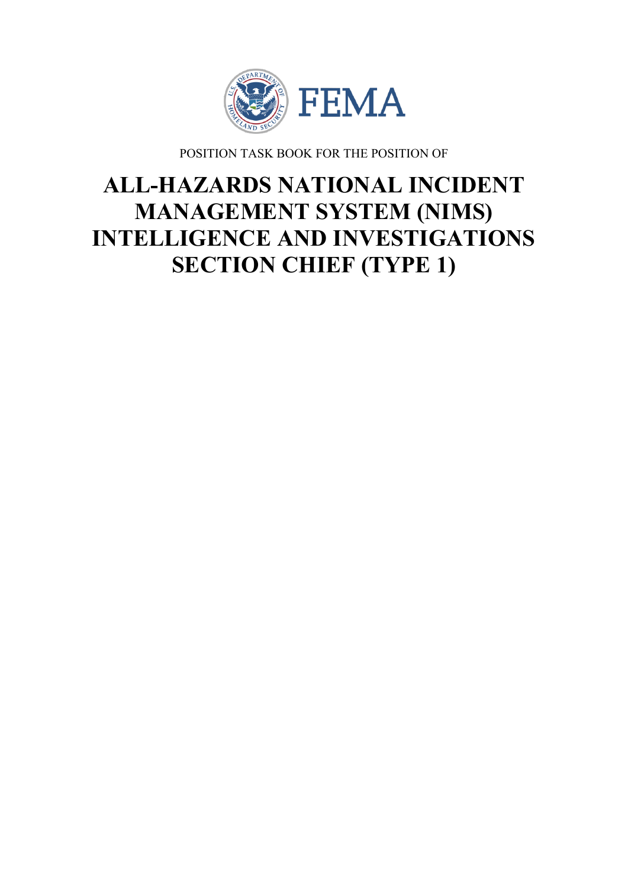FEMA

POSITION TASK BOOK FOR THE POSITION OF

# ALL-HAZARDS NATIONAL INCIDENT MANAGEMENT SYSTEM (NIMS) INTELLIGENCE AND INVESTIGATIONS SECTION CHIEF (TYPE 1)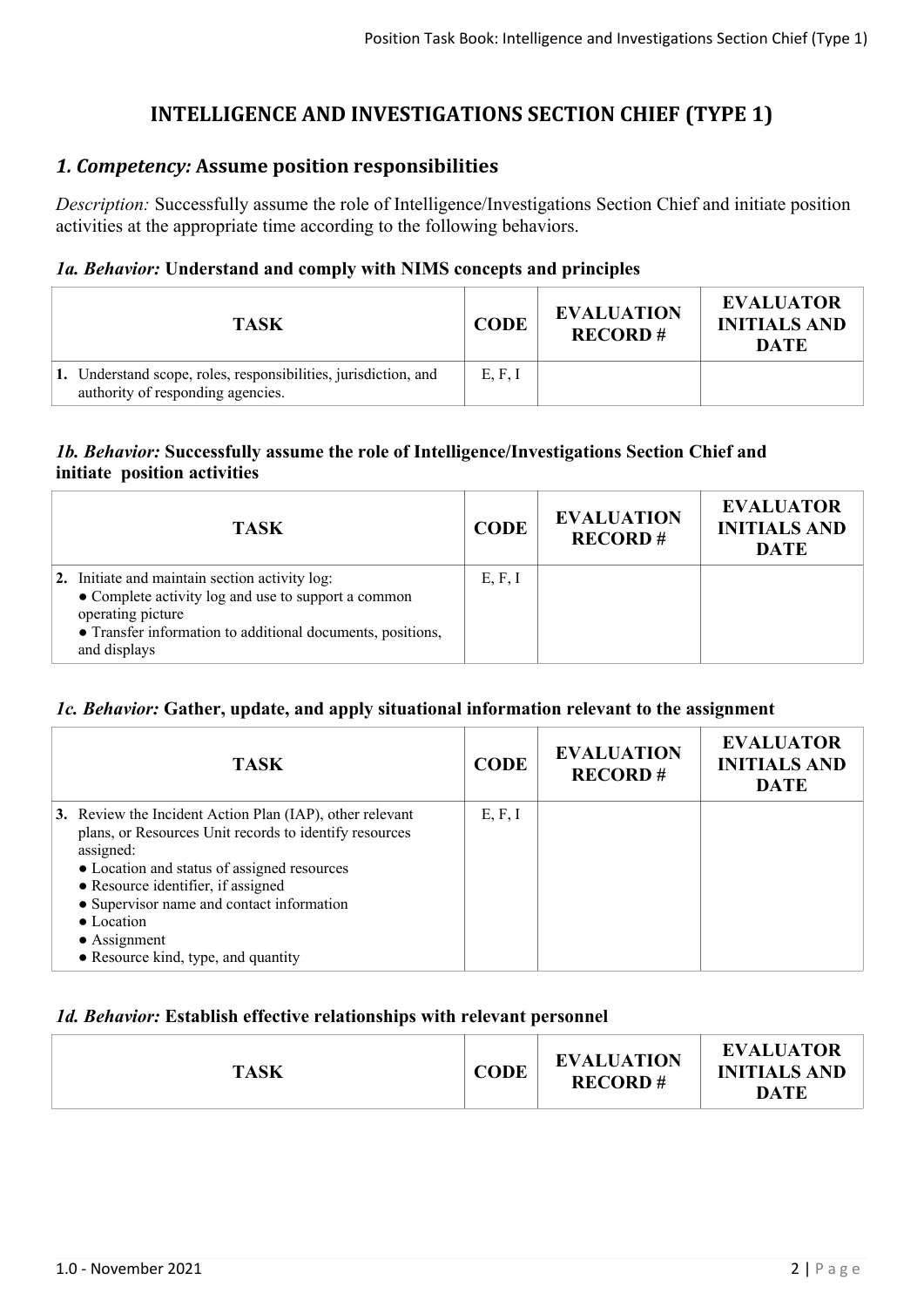# INTELLIGENCE AND INVESTIGATIONS SECTION CHIEF (TYPE 1)

## *1. Competency:* Assume position responsibilities

*Description:* Successfully assume the role of Intelligence/Investigations Section Chief and initiate position activities at the appropriate time according to the following behaviors.

### *1a. Behavior:* Understand and comply with NIMS concepts and principles

| TASK | CODE | EVALUATION RECORD # | EVALUATOR INITIALS AND DATE |
|---|---|---|---|
| **1.** Understand scope, roles, responsibilities, jurisdiction, and authority of responding agencies. | E, F, I | | |

### *1b. Behavior:* Successfully assume the role of Intelligence/Investigations Section Chief and initiate position activities

| TASK | CODE | EVALUATION RECORD # | EVALUATOR INITIALS AND DATE |
|---|---|---|---|
| **2.** Initiate and maintain section activity log:<br>● Complete activity log and use to support a common operating picture<br>● Transfer information to additional documents, positions, and displays | E, F, I | | |

### *1c. Behavior:* Gather, update, and apply situational information relevant to the assignment

| TASK | CODE | EVALUATION RECORD # | EVALUATOR INITIALS AND DATE |
|---|---|---|---|
| **3.** Review the Incident Action Plan (IAP), other relevant plans, or Resources Unit records to identify resources assigned:<br>● Location and status of assigned resources<br>● Resource identifier, if assigned<br>● Supervisor name and contact information<br>● Location<br>● Assignment<br>● Resource kind, type, and quantity | E, F, I | | |

### *1d. Behavior:* Establish effective relationships with relevant personnel

| TASK | CODE | EVALUATION RECORD # | EVALUATOR INITIALS AND DATE |
|---|---|---|---|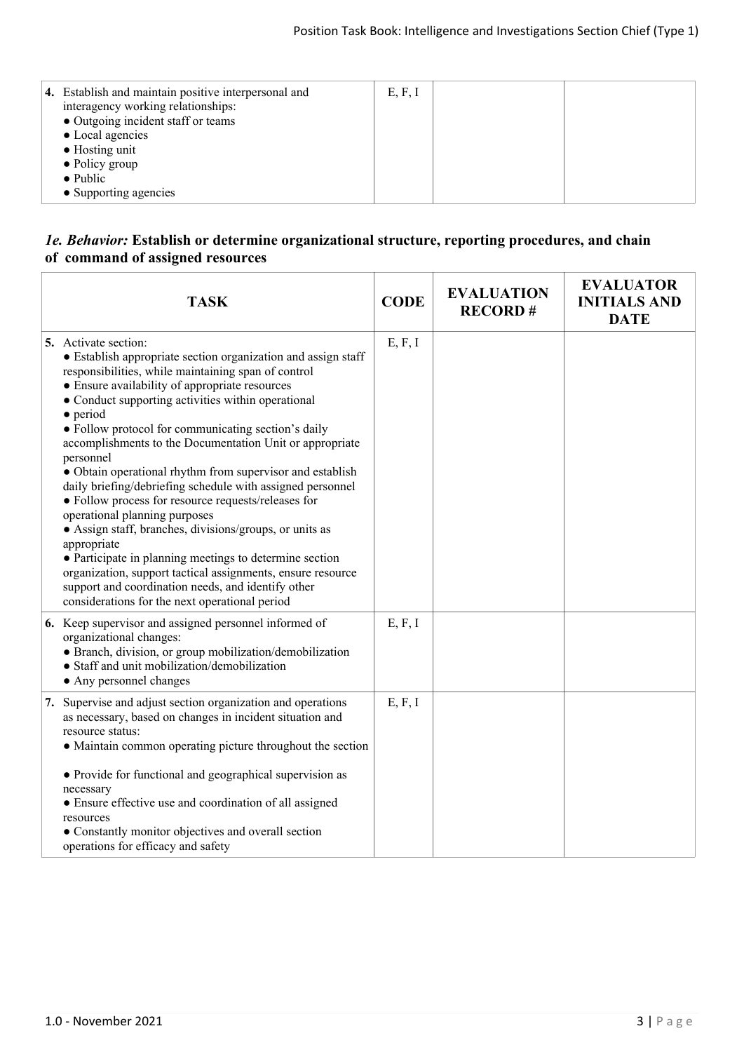| | | | |
|---|---|---|---|
| **4.** Establish and maintain positive interpersonal and interagency working relationships:<br>● Outgoing incident staff or teams<br>● Local agencies<br>● Hosting unit<br>● Policy group<br>● Public<br>● Supporting agencies | E, F, I | | |

### *1e. Behavior:* **Establish or determine organizational structure, reporting procedures, and chain of command of assigned resources**

| TASK | CODE | EVALUATION RECORD # | EVALUATOR INITIALS AND DATE |
|---|---|---|---|
| **5.** Activate section:<br>● Establish appropriate section organization and assign staff responsibilities, while maintaining span of control<br>● Ensure availability of appropriate resources<br>● Conduct supporting activities within operational<br>● period<br>● Follow protocol for communicating section's daily accomplishments to the Documentation Unit or appropriate personnel<br>● Obtain operational rhythm from supervisor and establish daily briefing/debriefing schedule with assigned personnel<br>● Follow process for resource requests/releases for operational planning purposes<br>● Assign staff, branches, divisions/groups, or units as appropriate<br>● Participate in planning meetings to determine section organization, support tactical assignments, ensure resource support and coordination needs, and identify other considerations for the next operational period | E, F, I | | |
| **6.** Keep supervisor and assigned personnel informed of organizational changes:<br>● Branch, division, or group mobilization/demobilization<br>● Staff and unit mobilization/demobilization<br>● Any personnel changes | E, F, I | | |
| **7.** Supervise and adjust section organization and operations as necessary, based on changes in incident situation and resource status:<br>● Maintain common operating picture throughout the section<br>● Provide for functional and geographical supervision as necessary<br>● Ensure effective use and coordination of all assigned resources<br>● Constantly monitor objectives and overall section operations for efficacy and safety | E, F, I | | |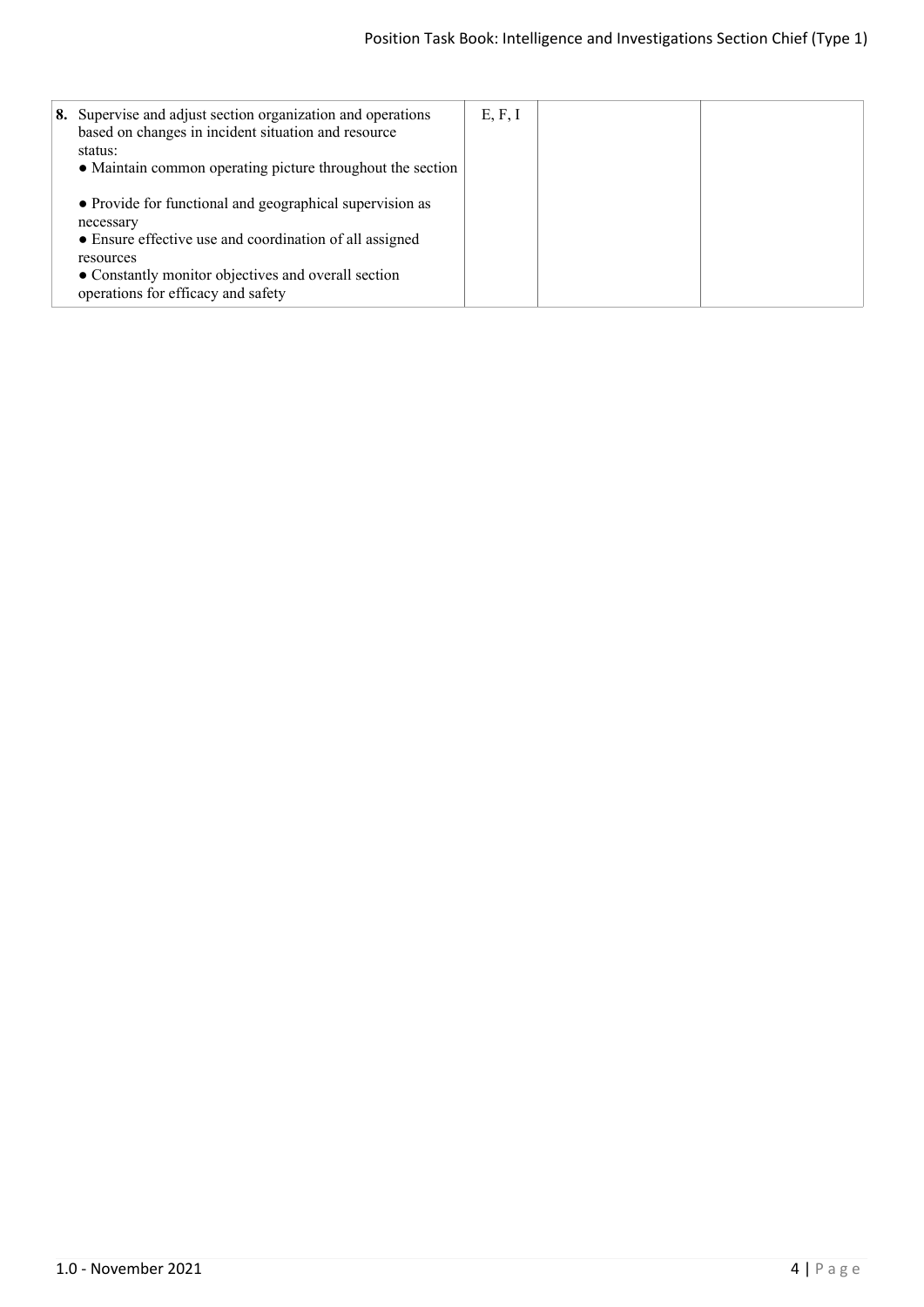| | | | |
|---|---|---|---|
| **8.** Supervise and adjust section organization and operations based on changes in incident situation and resource status:<br>• Maintain common operating picture throughout the section<br><br>• Provide for functional and geographical supervision as necessary<br>• Ensure effective use and coordination of all assigned resources<br>• Constantly monitor objectives and overall section operations for efficacy and safety | E, F, I | | |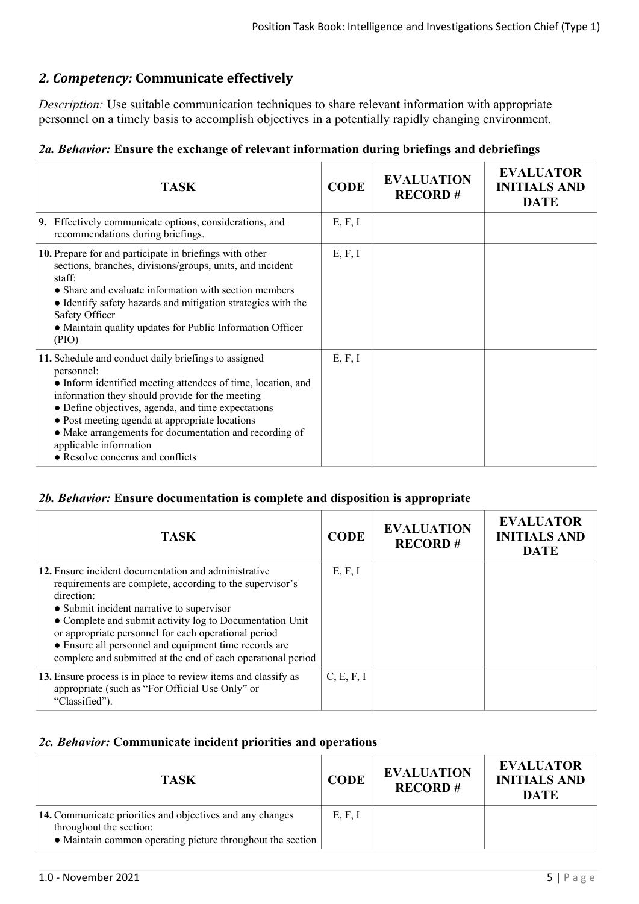## *2. Competency:* Communicate effectively

*Description:* Use suitable communication techniques to share relevant information with appropriate personnel on a timely basis to accomplish objectives in a potentially rapidly changing environment.

### *2a. Behavior:* Ensure the exchange of relevant information during briefings and debriefings

| TASK | CODE | EVALUATION RECORD # | EVALUATOR INITIALS AND DATE |
|---|---|---|---|
| **9.** Effectively communicate options, considerations, and recommendations during briefings. | E, F, I | | |
| **10.** Prepare for and participate in briefings with other sections, branches, divisions/groups, units, and incident staff:<br>● Share and evaluate information with section members<br>● Identify safety hazards and mitigation strategies with the Safety Officer<br>● Maintain quality updates for Public Information Officer (PIO) | E, F, I | | |
| **11.** Schedule and conduct daily briefings to assigned personnel:<br>● Inform identified meeting attendees of time, location, and information they should provide for the meeting<br>● Define objectives, agenda, and time expectations<br>● Post meeting agenda at appropriate locations<br>● Make arrangements for documentation and recording of applicable information<br>● Resolve concerns and conflicts | E, F, I | | |

### *2b. Behavior:* Ensure documentation is complete and disposition is appropriate

| TASK | CODE | EVALUATION RECORD # | EVALUATOR INITIALS AND DATE |
|---|---|---|---|
| **12.** Ensure incident documentation and administrative requirements are complete, according to the supervisor's direction:<br>● Submit incident narrative to supervisor<br>● Complete and submit activity log to Documentation Unit or appropriate personnel for each operational period<br>● Ensure all personnel and equipment time records are complete and submitted at the end of each operational period | E, F, I | | |
| **13.** Ensure process is in place to review items and classify as appropriate (such as "For Official Use Only" or "Classified"). | C, E, F, I | | |

### *2c. Behavior:* Communicate incident priorities and operations

| TASK | CODE | EVALUATION RECORD # | EVALUATOR INITIALS AND DATE |
|---|---|---|---|
| **14.** Communicate priorities and objectives and any changes throughout the section:<br>● Maintain common operating picture throughout the section | E, F, I | | |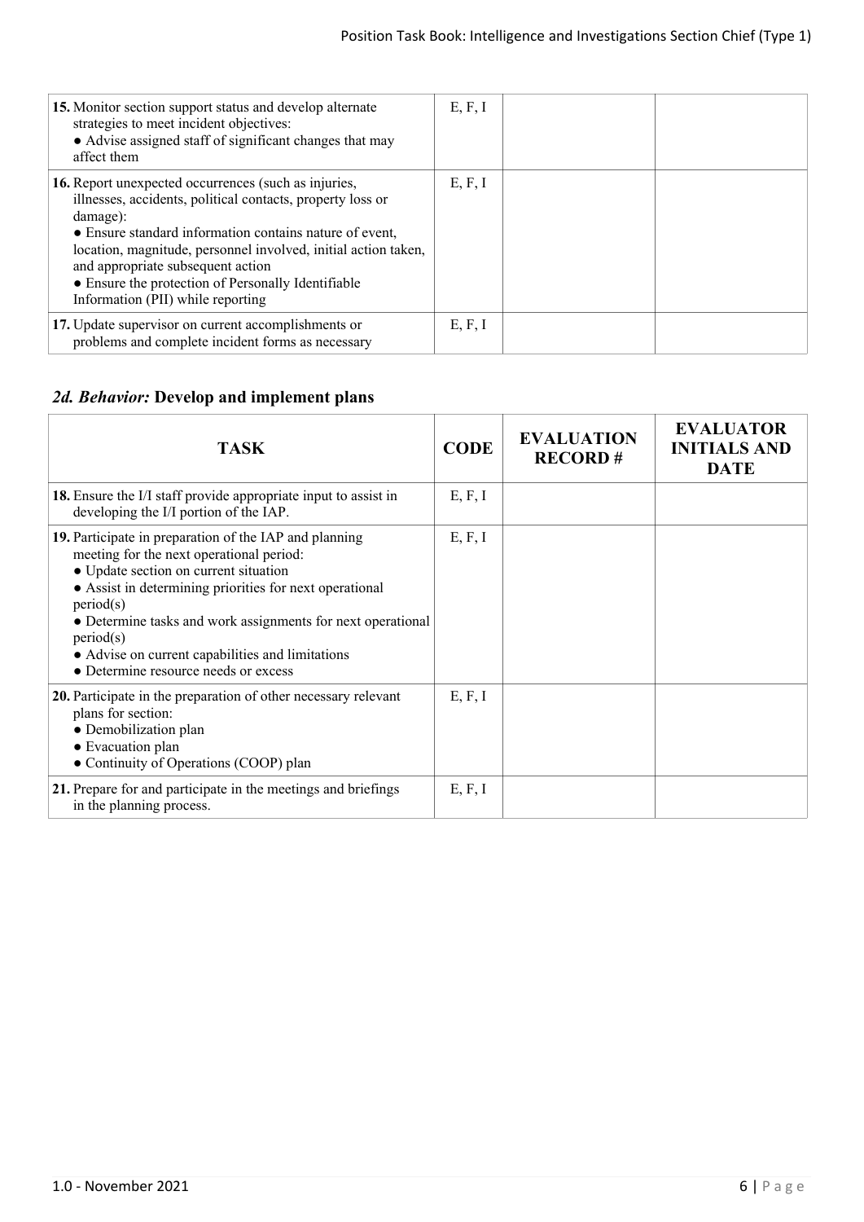| TASK | CODE | EVALUATION RECORD # | EVALUATOR INITIALS AND DATE |
|---|---|---|---|
| **15.** Monitor section support status and develop alternate strategies to meet incident objectives:<br>• Advise assigned staff of significant changes that may affect them | E, F, I | | |
| **16.** Report unexpected occurrences (such as injuries, illnesses, accidents, political contacts, property loss or damage):<br>• Ensure standard information contains nature of event, location, magnitude, personnel involved, initial action taken, and appropriate subsequent action<br>• Ensure the protection of Personally Identifiable Information (PII) while reporting | E, F, I | | |
| **17.** Update supervisor on current accomplishments or problems and complete incident forms as necessary | E, F, I | | |

## *2d. Behavior:* Develop and implement plans

| TASK | CODE | EVALUATION RECORD # | EVALUATOR INITIALS AND DATE |
|---|---|---|---|
| **18.** Ensure the I/I staff provide appropriate input to assist in developing the I/I portion of the IAP. | E, F, I | | |
| **19.** Participate in preparation of the IAP and planning meeting for the next operational period:<br>• Update section on current situation<br>• Assist in determining priorities for next operational period(s)<br>• Determine tasks and work assignments for next operational period(s)<br>• Advise on current capabilities and limitations<br>• Determine resource needs or excess | E, F, I | | |
| **20.** Participate in the preparation of other necessary relevant plans for section:<br>• Demobilization plan<br>• Evacuation plan<br>• Continuity of Operations (COOP) plan | E, F, I | | |
| **21.** Prepare for and participate in the meetings and briefings in the planning process. | E, F, I | | |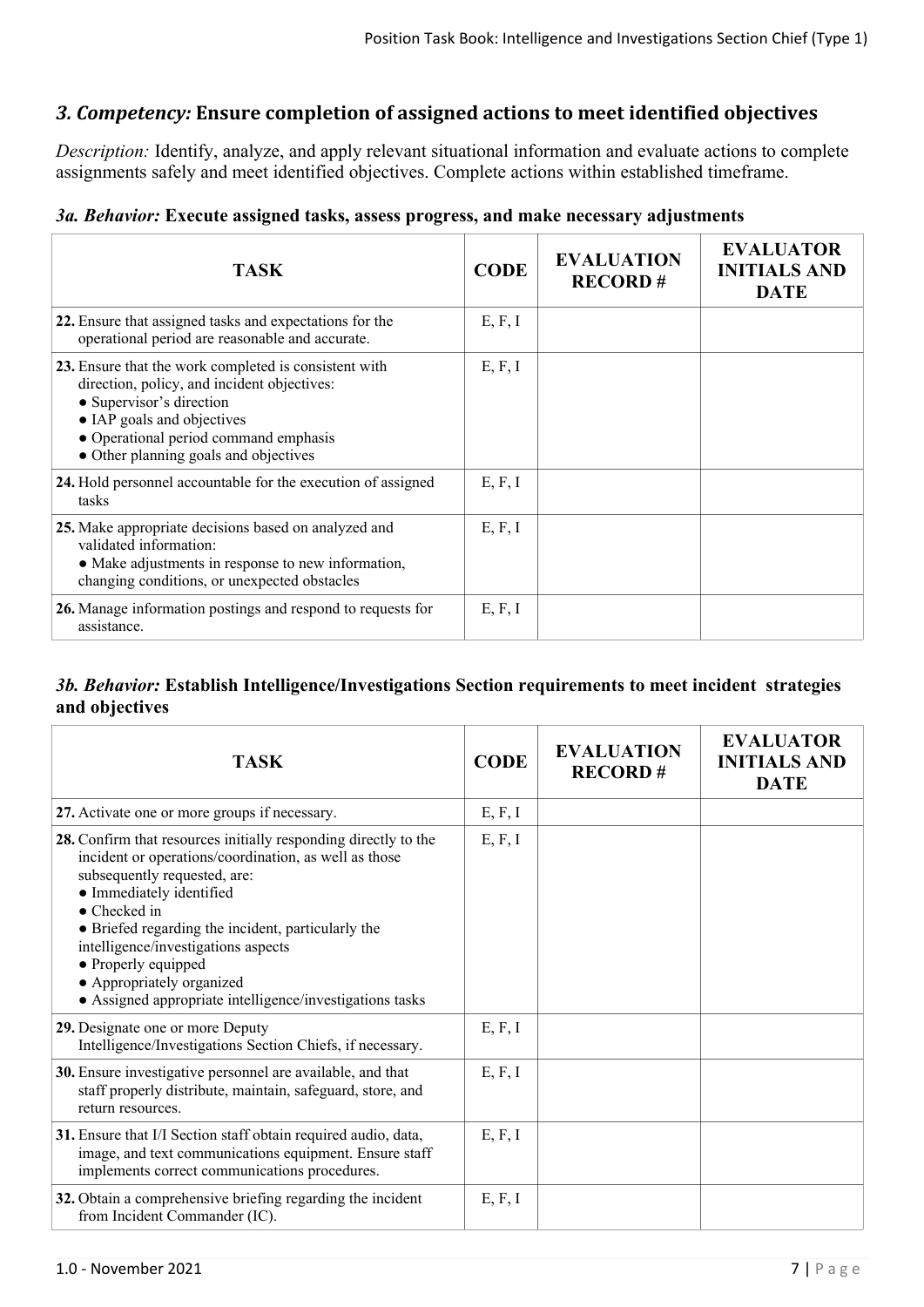## *3. Competency:* Ensure completion of assigned actions to meet identified objectives

*Description:* Identify, analyze, and apply relevant situational information and evaluate actions to complete assignments safely and meet identified objectives. Complete actions within established timeframe.

### *3a. Behavior:* Execute assigned tasks, assess progress, and make necessary adjustments

| TASK | CODE | EVALUATION RECORD # | EVALUATOR INITIALS AND DATE |
|---|---|---|---|
| **22.** Ensure that assigned tasks and expectations for the operational period are reasonable and accurate. | E, F, I | | |
| **23.** Ensure that the work completed is consistent with direction, policy, and incident objectives:<br>● Supervisor's direction<br>● IAP goals and objectives<br>● Operational period command emphasis<br>● Other planning goals and objectives | E, F, I | | |
| **24.** Hold personnel accountable for the execution of assigned tasks | E, F, I | | |
| **25.** Make appropriate decisions based on analyzed and validated information:<br>● Make adjustments in response to new information, changing conditions, or unexpected obstacles | E, F, I | | |
| **26.** Manage information postings and respond to requests for assistance. | E, F, I | | |

### *3b. Behavior:* Establish Intelligence/Investigations Section requirements to meet incident strategies and objectives

| TASK | CODE | EVALUATION RECORD # | EVALUATOR INITIALS AND DATE |
|---|---|---|---|
| **27.** Activate one or more groups if necessary. | E, F, I | | |
| **28.** Confirm that resources initially responding directly to the incident or operations/coordination, as well as those subsequently requested, are:<br>● Immediately identified<br>● Checked in<br>● Briefed regarding the incident, particularly the intelligence/investigations aspects<br>● Properly equipped<br>● Appropriately organized<br>● Assigned appropriate intelligence/investigations tasks | E, F, I | | |
| **29.** Designate one or more Deputy Intelligence/Investigations Section Chiefs, if necessary. | E, F, I | | |
| **30.** Ensure investigative personnel are available, and that staff properly distribute, maintain, safeguard, store, and return resources. | E, F, I | | |
| **31.** Ensure that I/I Section staff obtain required audio, data, image, and text communications equipment. Ensure staff implements correct communications procedures. | E, F, I | | |
| **32.** Obtain a comprehensive briefing regarding the incident from Incident Commander (IC). | E, F, I | | |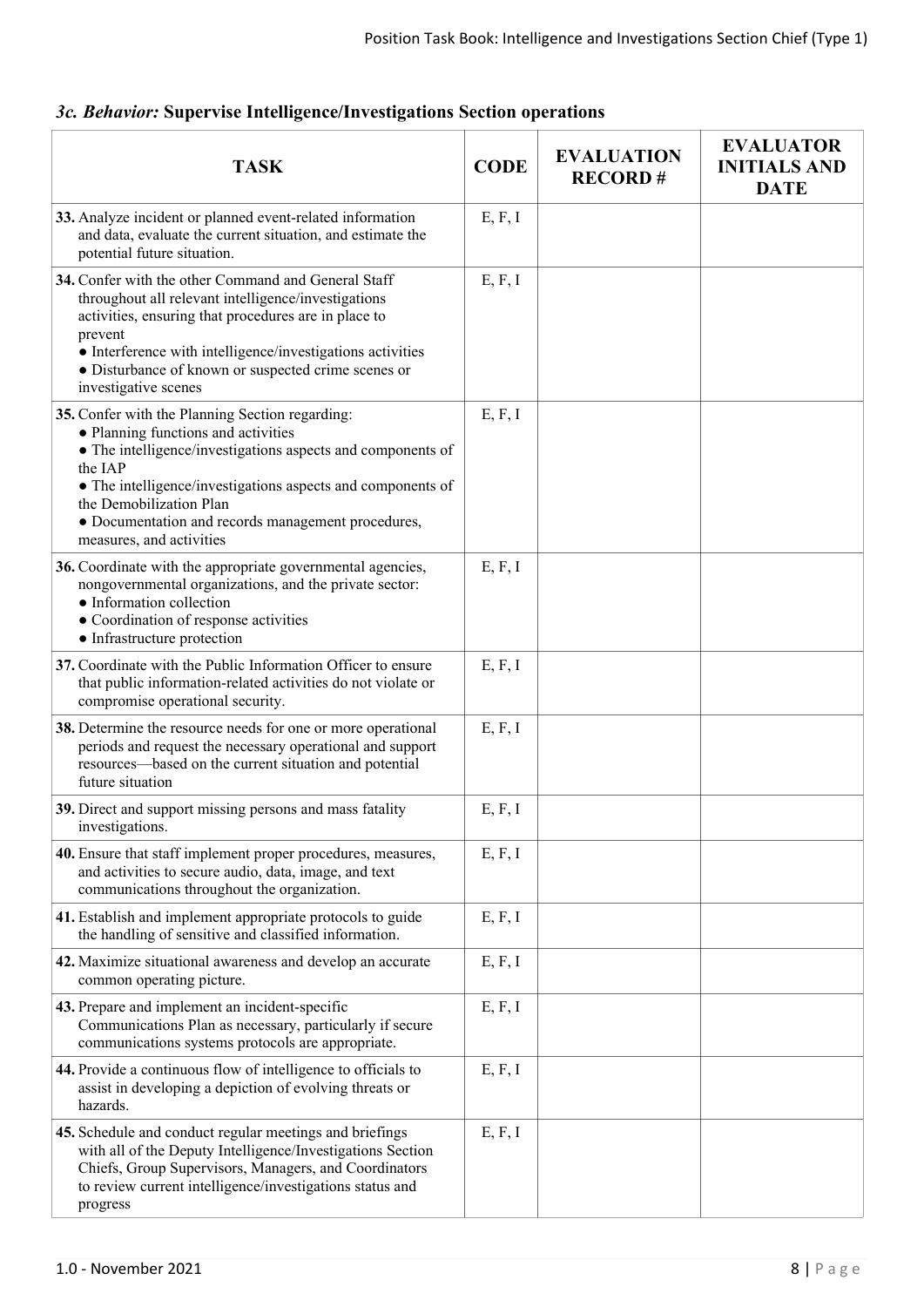### *3c. Behavior:* **Supervise Intelligence/Investigations Section operations**

| TASK | CODE | EVALUATION RECORD # | EVALUATOR INITIALS AND DATE |
|---|---|---|---|
| **33.** Analyze incident or planned event-related information and data, evaluate the current situation, and estimate the potential future situation. | E, F, I | | |
| **34.** Confer with the other Command and General Staff throughout all relevant intelligence/investigations activities, ensuring that procedures are in place to prevent<br>● Interference with intelligence/investigations activities<br>● Disturbance of known or suspected crime scenes or investigative scenes | E, F, I | | |
| **35.** Confer with the Planning Section regarding:<br>● Planning functions and activities<br>● The intelligence/investigations aspects and components of the IAP<br>● The intelligence/investigations aspects and components of the Demobilization Plan<br>● Documentation and records management procedures, measures, and activities | E, F, I | | |
| **36.** Coordinate with the appropriate governmental agencies, nongovernmental organizations, and the private sector:<br>● Information collection<br>● Coordination of response activities<br>● Infrastructure protection | E, F, I | | |
| **37.** Coordinate with the Public Information Officer to ensure that public information-related activities do not violate or compromise operational security. | E, F, I | | |
| **38.** Determine the resource needs for one or more operational periods and request the necessary operational and support resources—based on the current situation and potential future situation | E, F, I | | |
| **39.** Direct and support missing persons and mass fatality investigations. | E, F, I | | |
| **40.** Ensure that staff implement proper procedures, measures, and activities to secure audio, data, image, and text communications throughout the organization. | E, F, I | | |
| **41.** Establish and implement appropriate protocols to guide the handling of sensitive and classified information. | E, F, I | | |
| **42.** Maximize situational awareness and develop an accurate common operating picture. | E, F, I | | |
| **43.** Prepare and implement an incident-specific Communications Plan as necessary, particularly if secure communications systems protocols are appropriate. | E, F, I | | |
| **44.** Provide a continuous flow of intelligence to officials to assist in developing a depiction of evolving threats or hazards. | E, F, I | | |
| **45.** Schedule and conduct regular meetings and briefings with all of the Deputy Intelligence/Investigations Section Chiefs, Group Supervisors, Managers, and Coordinators to review current intelligence/investigations status and progress | E, F, I | | |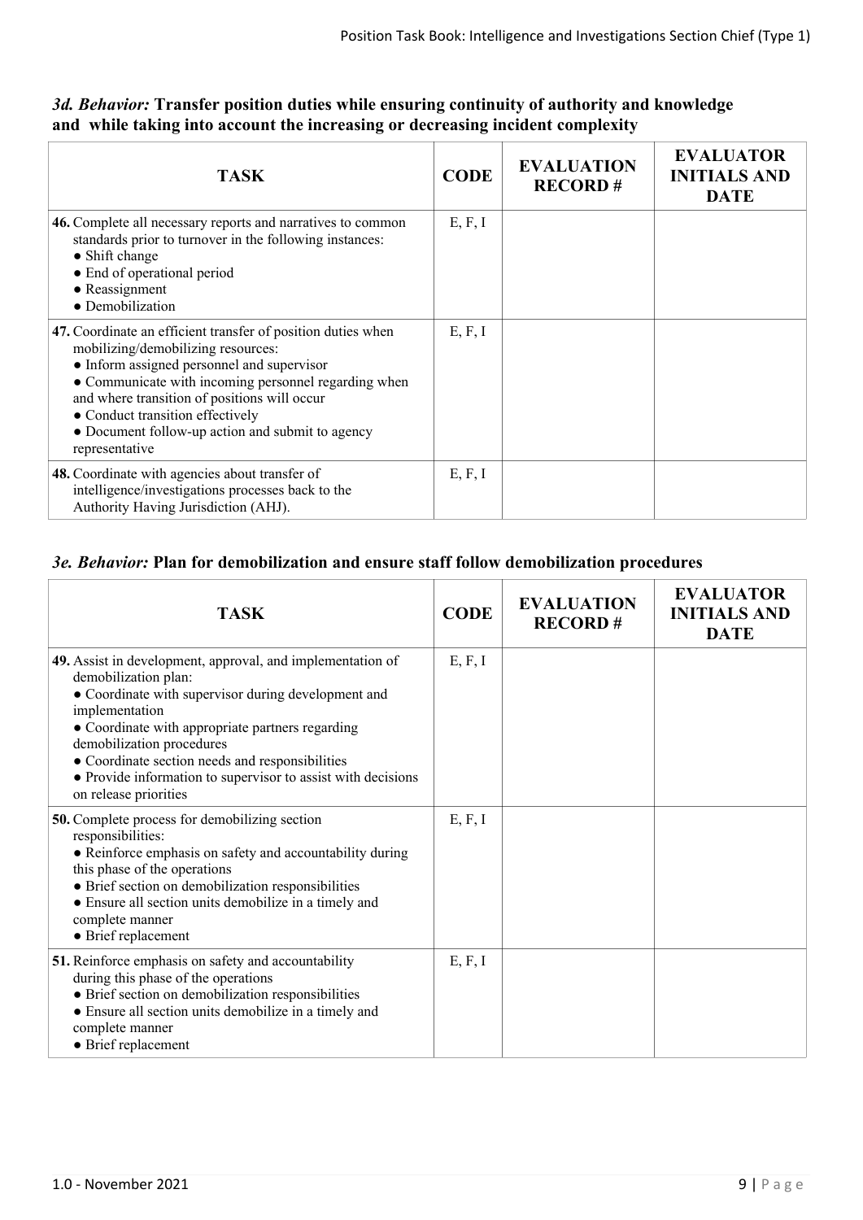### *3d. Behavior:* Transfer position duties while ensuring continuity of authority and knowledge and while taking into account the increasing or decreasing incident complexity

| TASK | CODE | EVALUATION RECORD # | EVALUATOR INITIALS AND DATE |
|---|---|---|---|
| **46.** Complete all necessary reports and narratives to common standards prior to turnover in the following instances:<br>● Shift change<br>● End of operational period<br>● Reassignment<br>● Demobilization | E, F, I | | |
| **47.** Coordinate an efficient transfer of position duties when mobilizing/demobilizing resources:<br>● Inform assigned personnel and supervisor<br>● Communicate with incoming personnel regarding when and where transition of positions will occur<br>● Conduct transition effectively<br>● Document follow-up action and submit to agency representative | E, F, I | | |
| **48.** Coordinate with agencies about transfer of intelligence/investigations processes back to the Authority Having Jurisdiction (AHJ). | E, F, I | | |

### *3e. Behavior:* Plan for demobilization and ensure staff follow demobilization procedures

| TASK | CODE | EVALUATION RECORD # | EVALUATOR INITIALS AND DATE |
|---|---|---|---|
| **49.** Assist in development, approval, and implementation of demobilization plan:<br>● Coordinate with supervisor during development and implementation<br>● Coordinate with appropriate partners regarding demobilization procedures<br>● Coordinate section needs and responsibilities<br>● Provide information to supervisor to assist with decisions on release priorities | E, F, I | | |
| **50.** Complete process for demobilizing section responsibilities:<br>● Reinforce emphasis on safety and accountability during this phase of the operations<br>● Brief section on demobilization responsibilities<br>● Ensure all section units demobilize in a timely and complete manner<br>● Brief replacement | E, F, I | | |
| **51.** Reinforce emphasis on safety and accountability during this phase of the operations<br>● Brief section on demobilization responsibilities<br>● Ensure all section units demobilize in a timely and complete manner<br>● Brief replacement | E, F, I | | |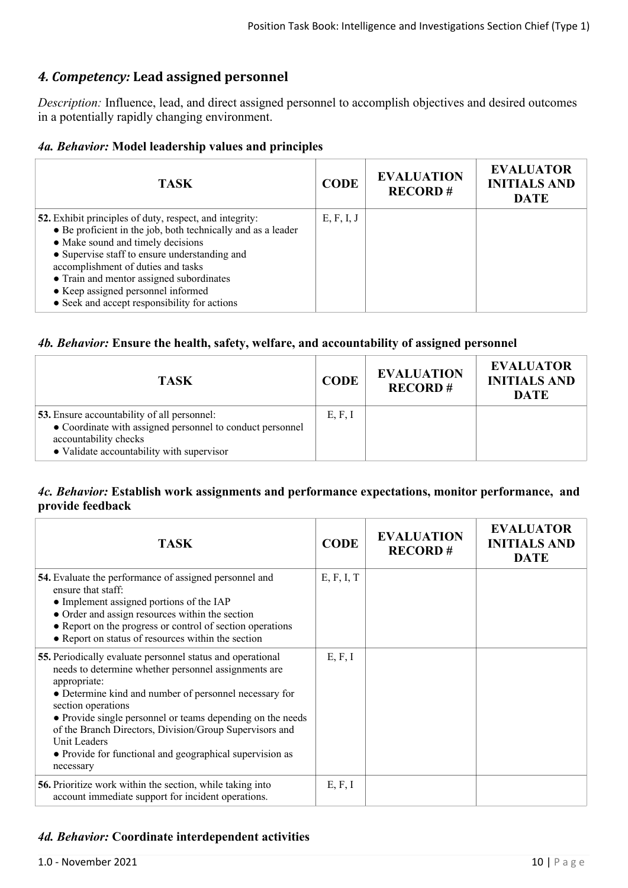## *4. Competency:* Lead assigned personnel

*Description:* Influence, lead, and direct assigned personnel to accomplish objectives and desired outcomes in a potentially rapidly changing environment.

### *4a. Behavior:* Model leadership values and principles

| TASK | CODE | EVALUATION RECORD # | EVALUATOR INITIALS AND DATE |
|---|---|---|---|
| **52.** Exhibit principles of duty, respect, and integrity: <br>● Be proficient in the job, both technically and as a leader <br>● Make sound and timely decisions <br>● Supervise staff to ensure understanding and accomplishment of duties and tasks <br>● Train and mentor assigned subordinates <br>● Keep assigned personnel informed <br>● Seek and accept responsibility for actions | E, F, I, J | | |

### *4b. Behavior:* Ensure the health, safety, welfare, and accountability of assigned personnel

| TASK | CODE | EVALUATION RECORD # | EVALUATOR INITIALS AND DATE |
|---|---|---|---|
| **53.** Ensure accountability of all personnel: <br>● Coordinate with assigned personnel to conduct personnel accountability checks <br>● Validate accountability with supervisor | E, F, I | | |

### *4c. Behavior:* Establish work assignments and performance expectations, monitor performance, and provide feedback

| TASK | CODE | EVALUATION RECORD # | EVALUATOR INITIALS AND DATE |
|---|---|---|---|
| **54.** Evaluate the performance of assigned personnel and ensure that staff: <br>● Implement assigned portions of the IAP <br>● Order and assign resources within the section <br>● Report on the progress or control of section operations <br>● Report on status of resources within the section | E, F, I, T | | |
| **55.** Periodically evaluate personnel status and operational needs to determine whether personnel assignments are appropriate: <br>● Determine kind and number of personnel necessary for section operations <br>● Provide single personnel or teams depending on the needs of the Branch Directors, Division/Group Supervisors and Unit Leaders <br>● Provide for functional and geographical supervision as necessary | E, F, I | | |
| **56.** Prioritize work within the section, while taking into account immediate support for incident operations. | E, F, I | | |

### *4d. Behavior:* Coordinate interdependent activities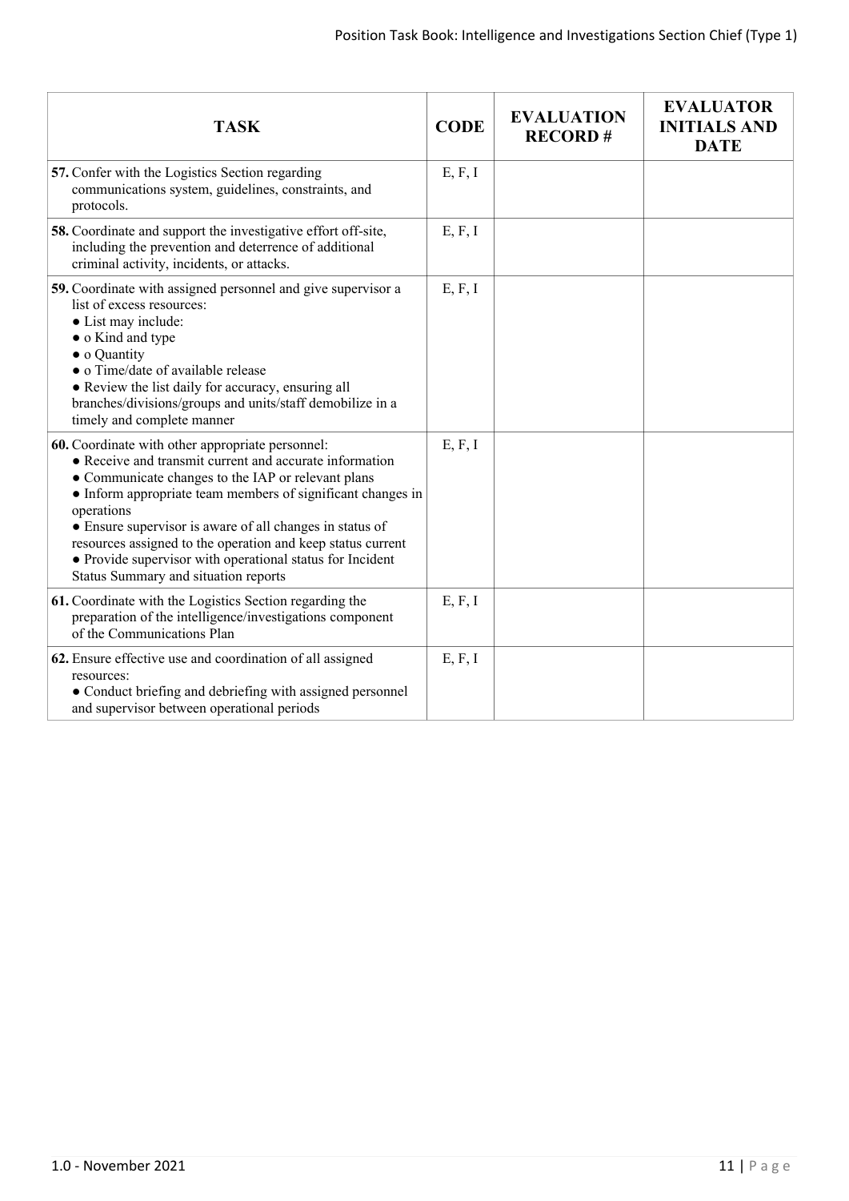| TASK | CODE | EVALUATION RECORD # | EVALUATOR INITIALS AND DATE |
|---|---|---|---|
| **57.** Confer with the Logistics Section regarding communications system, guidelines, constraints, and protocols. | E, F, I | | |
| **58.** Coordinate and support the investigative effort off-site, including the prevention and deterrence of additional criminal activity, incidents, or attacks. | E, F, I | | |
| **59.** Coordinate with assigned personnel and give supervisor a list of excess resources:<br>• List may include:<br>• o Kind and type<br>• o Quantity<br>• o Time/date of available release<br>• Review the list daily for accuracy, ensuring all branches/divisions/groups and units/staff demobilize in a timely and complete manner | E, F, I | | |
| **60.** Coordinate with other appropriate personnel:<br>• Receive and transmit current and accurate information<br>• Communicate changes to the IAP or relevant plans<br>• Inform appropriate team members of significant changes in operations<br>• Ensure supervisor is aware of all changes in status of resources assigned to the operation and keep status current<br>• Provide supervisor with operational status for Incident Status Summary and situation reports | E, F, I | | |
| **61.** Coordinate with the Logistics Section regarding the preparation of the intelligence/investigations component of the Communications Plan | E, F, I | | |
| **62.** Ensure effective use and coordination of all assigned resources:<br>• Conduct briefing and debriefing with assigned personnel and supervisor between operational periods | E, F, I | | |